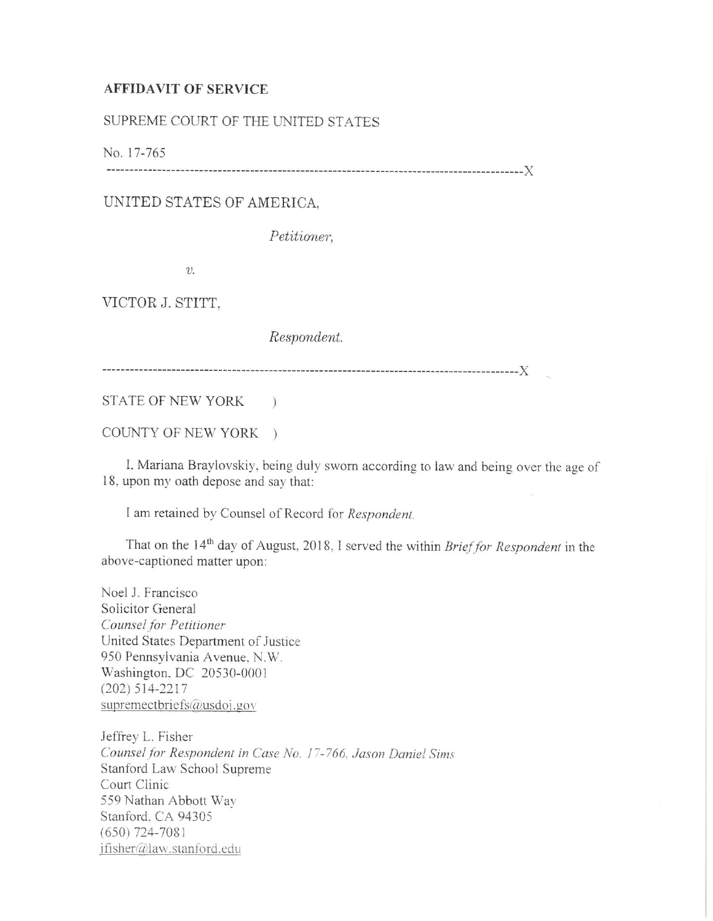**AFFIDAVIT OF SERVICE**

SUPREME COURT OF THE UNITED STATES

No. 17-765

------------------------------------------------------------------------------------------X

UNITED STATES OF AMERICA,

*Petitioner,*

*v.*

VICTOR J. STITT,

*Respondent.*

------------------------------------------------------------------------------------------X

STATE OF NEW YORK )

COUNTY OF NEW YORK )

I, Mariana Braylovskiy, being duly sworn according to law and being over the age of 18, upon my oath depose and say that:

I am retained by Counsel of Record for *Respondent.*

That on the 14th day of August, 2018, I served the within *Brief for Respondent* in the above-captioned matter upon:

Noel J. Francisco
Solicitor General
*Counsel for Petitioner*
United States Department of Justice
950 Pennsylvania Avenue, N.W.
Washington, DC 20530-0001
(202) 514-2217
supremectbriefs@usdoj.gov

Jeffrey L. Fisher
*Counsel for Respondent in Case No. 17-766, Jason Daniel Sims*
Stanford Law School Supreme
Court Clinic
559 Nathan Abbott Way
Stanford, CA 94305
(650) 724-7081
jfisher@law.stanford.edu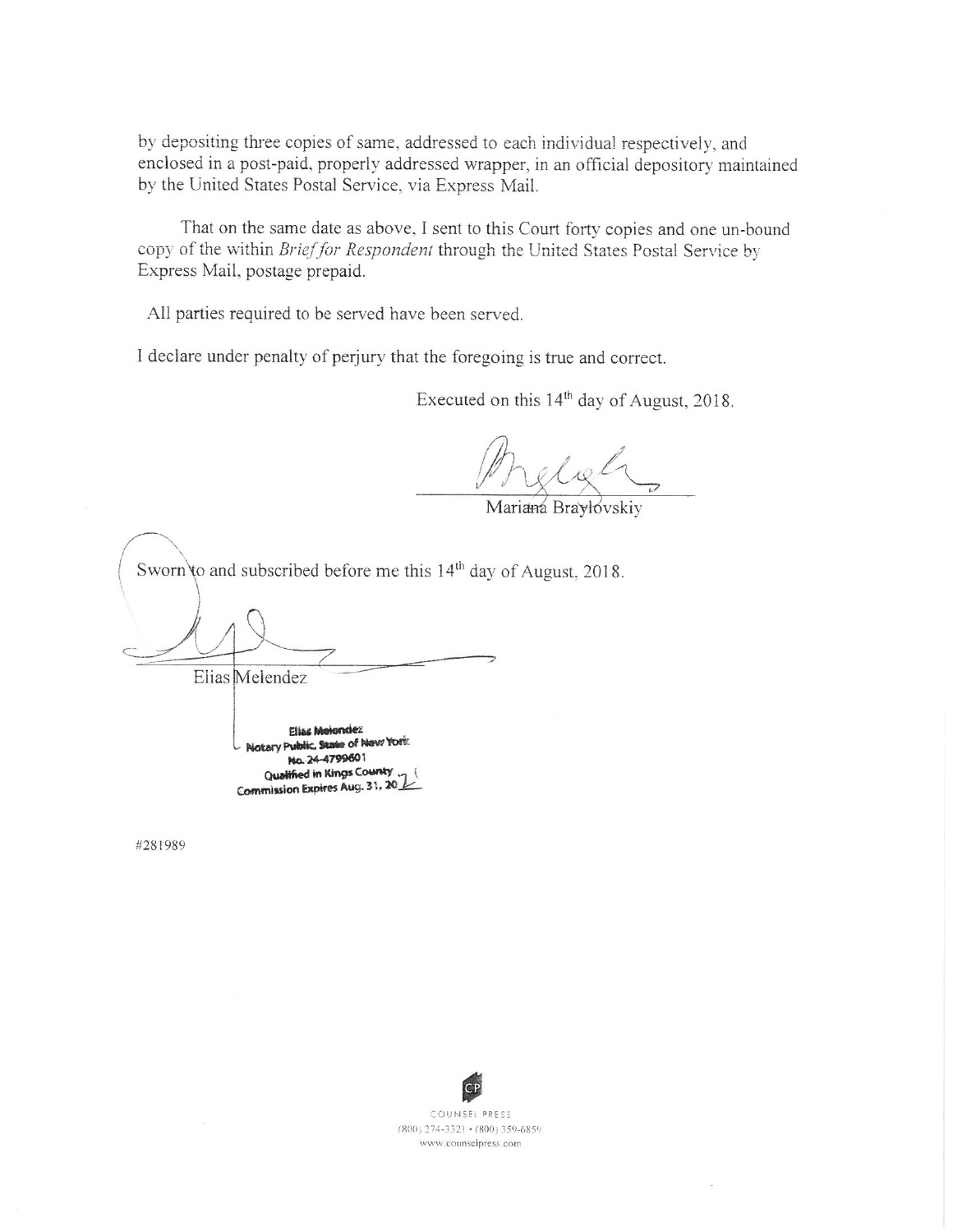by depositing three copies of same, addressed to each individual respectively, and enclosed in a post-paid, properly addressed wrapper, in an official depository maintained by the United States Postal Service, via Express Mail.

That on the same date as above, I sent to this Court forty copies and one un-bound copy of the within *Brief for Respondent* through the United States Postal Service by Express Mail, postage prepaid.

All parties required to be served have been served.

I declare under penalty of perjury that the foregoing is true and correct.

Executed on this 14th day of August, 2018.

Mariana Braylovskiy

Sworn to and subscribed before me this 14th day of August, 2018.

Elias Melendez

Elias Melendez
Notary Public, State of New York
No. 24-4799601
Qualified in Kings County
Commission Expires Aug. 31, 2021

#281989

COUNSEL PRESS
(800) 274-3321 • (800) 359-6859
www.counselpress.com